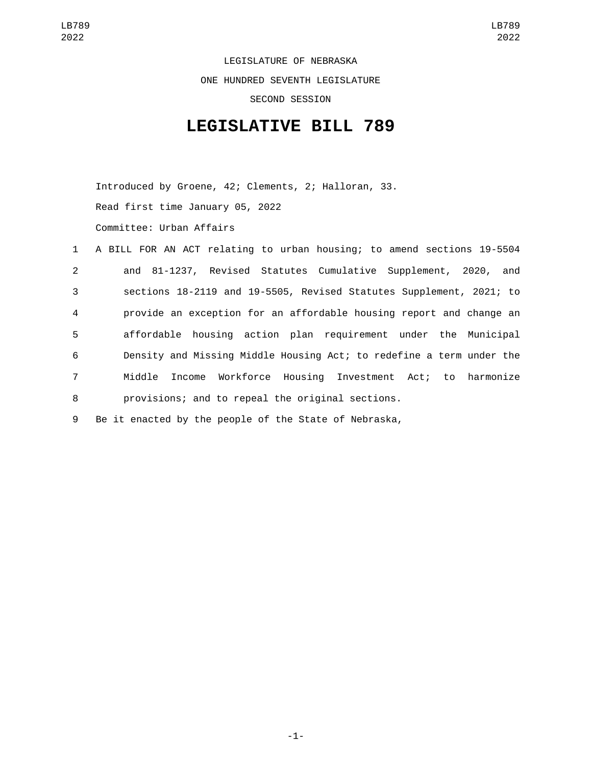LEGISLATURE OF NEBRASKA

ONE HUNDRED SEVENTH LEGISLATURE

SECOND SESSION

# LEGISLATIVE BILL 789

Introduced by Groene, 42; Clements, 2; Halloran, 33.

Read first time January 05, 2022

Committee: Urban Affairs

1 A BILL FOR AN ACT relating to urban housing; to amend sections 19-5504
2 and 81-1237, Revised Statutes Cumulative Supplement, 2020, and
3 sections 18-2119 and 19-5505, Revised Statutes Supplement, 2021; to
4 provide an exception for an affordable housing report and change an
5 affordable housing action plan requirement under the Municipal
6 Density and Missing Middle Housing Act; to redefine a term under the
7 Middle Income Workforce Housing Investment Act; to harmonize
8 provisions; and to repeal the original sections.
9 Be it enacted by the people of the State of Nebraska,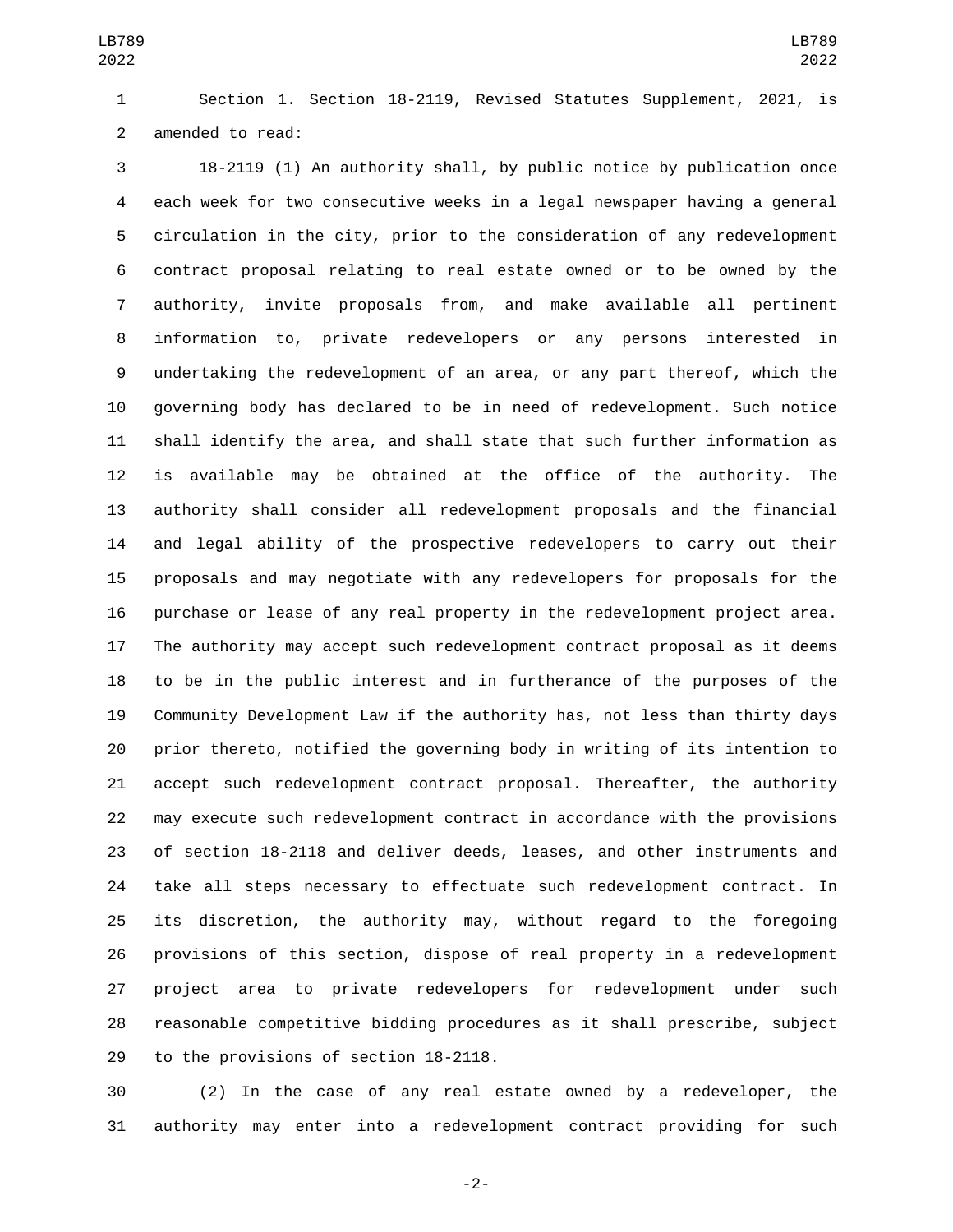Section 1. Section 18-2119, Revised Statutes Supplement, 2021, is amended to read:

18-2119 (1) An authority shall, by public notice by publication once each week for two consecutive weeks in a legal newspaper having a general circulation in the city, prior to the consideration of any redevelopment contract proposal relating to real estate owned or to be owned by the authority, invite proposals from, and make available all pertinent information to, private redevelopers or any persons interested in undertaking the redevelopment of an area, or any part thereof, which the governing body has declared to be in need of redevelopment. Such notice shall identify the area, and shall state that such further information as is available may be obtained at the office of the authority. The authority shall consider all redevelopment proposals and the financial and legal ability of the prospective redevelopers to carry out their proposals and may negotiate with any redevelopers for proposals for the purchase or lease of any real property in the redevelopment project area. The authority may accept such redevelopment contract proposal as it deems to be in the public interest and in furtherance of the purposes of the Community Development Law if the authority has, not less than thirty days prior thereto, notified the governing body in writing of its intention to accept such redevelopment contract proposal. Thereafter, the authority may execute such redevelopment contract in accordance with the provisions of section 18-2118 and deliver deeds, leases, and other instruments and take all steps necessary to effectuate such redevelopment contract. In its discretion, the authority may, without regard to the foregoing provisions of this section, dispose of real property in a redevelopment project area to private redevelopers for redevelopment under such reasonable competitive bidding procedures as it shall prescribe, subject to the provisions of section 18-2118.

(2) In the case of any real estate owned by a redeveloper, the authority may enter into a redevelopment contract providing for such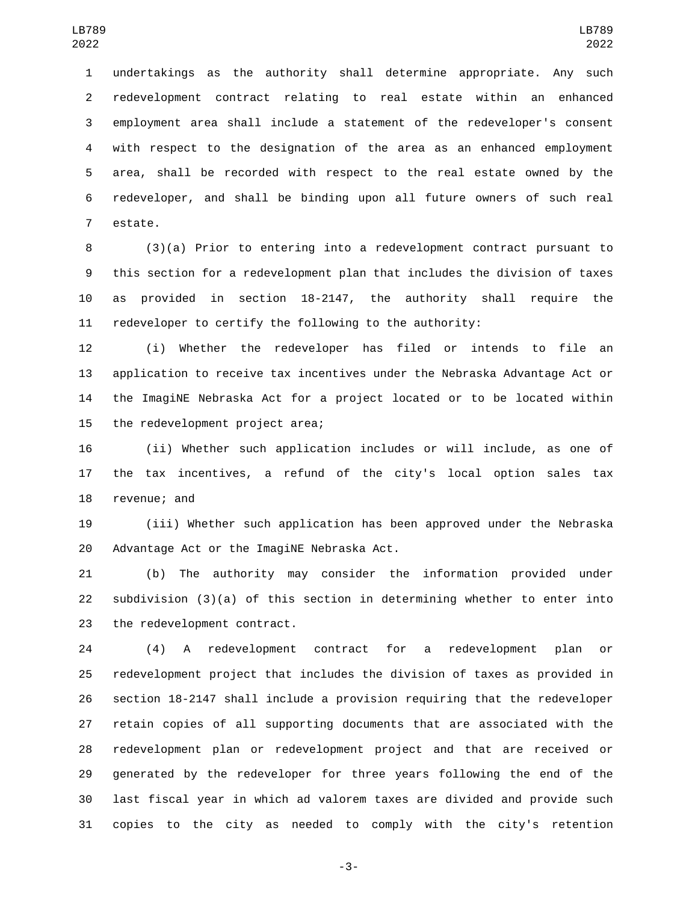undertakings as the authority shall determine appropriate. Any such redevelopment contract relating to real estate within an enhanced employment area shall include a statement of the redeveloper's consent with respect to the designation of the area as an enhanced employment area, shall be recorded with respect to the real estate owned by the redeveloper, and shall be binding upon all future owners of such real estate.

(3)(a) Prior to entering into a redevelopment contract pursuant to this section for a redevelopment plan that includes the division of taxes as provided in section 18-2147, the authority shall require the redeveloper to certify the following to the authority:

(i) Whether the redeveloper has filed or intends to file an application to receive tax incentives under the Nebraska Advantage Act or the ImagiNE Nebraska Act for a project located or to be located within the redevelopment project area;

(ii) Whether such application includes or will include, as one of the tax incentives, a refund of the city's local option sales tax revenue; and

(iii) Whether such application has been approved under the Nebraska Advantage Act or the ImagiNE Nebraska Act.

(b) The authority may consider the information provided under subdivision (3)(a) of this section in determining whether to enter into the redevelopment contract.

(4) A redevelopment contract for a redevelopment plan or redevelopment project that includes the division of taxes as provided in section 18-2147 shall include a provision requiring that the redeveloper retain copies of all supporting documents that are associated with the redevelopment plan or redevelopment project and that are received or generated by the redeveloper for three years following the end of the last fiscal year in which ad valorem taxes are divided and provide such copies to the city as needed to comply with the city's retention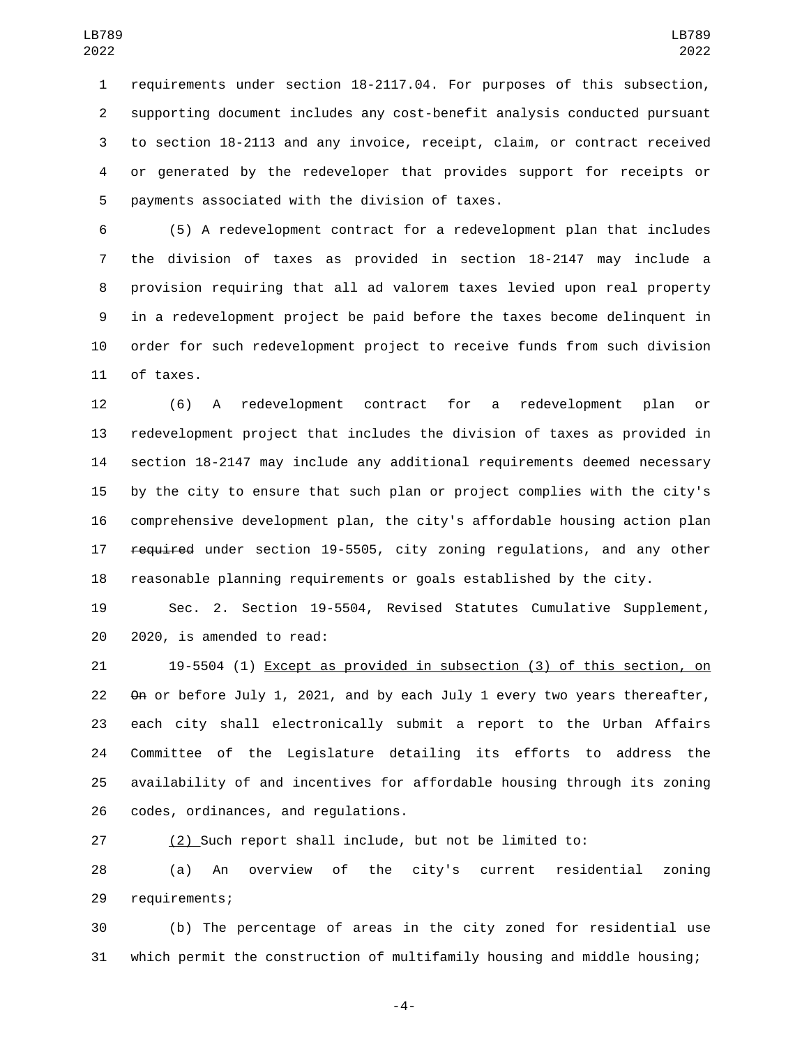requirements under section 18-2117.04. For purposes of this subsection, supporting document includes any cost-benefit analysis conducted pursuant to section 18-2113 and any invoice, receipt, claim, or contract received or generated by the redeveloper that provides support for receipts or payments associated with the division of taxes.

(5) A redevelopment contract for a redevelopment plan that includes the division of taxes as provided in section 18-2147 may include a provision requiring that all ad valorem taxes levied upon real property in a redevelopment project be paid before the taxes become delinquent in order for such redevelopment project to receive funds from such division of taxes.

(6) A redevelopment contract for a redevelopment plan or redevelopment project that includes the division of taxes as provided in section 18-2147 may include any additional requirements deemed necessary by the city to ensure that such plan or project complies with the city's comprehensive development plan, the city's affordable housing action plan ~~required~~ under section 19-5505, city zoning regulations, and any other reasonable planning requirements or goals established by the city.

Sec. 2. Section 19-5504, Revised Statutes Cumulative Supplement, 2020, is amended to read:

19-5504 (1) Except as provided in subsection (3) of this section, on ~~On~~ or before July 1, 2021, and by each July 1 every two years thereafter, each city shall electronically submit a report to the Urban Affairs Committee of the Legislature detailing its efforts to address the availability of and incentives for affordable housing through its zoning codes, ordinances, and regulations.

(2) Such report shall include, but not be limited to:

(a) An overview of the city's current residential zoning requirements;

(b) The percentage of areas in the city zoned for residential use which permit the construction of multifamily housing and middle housing;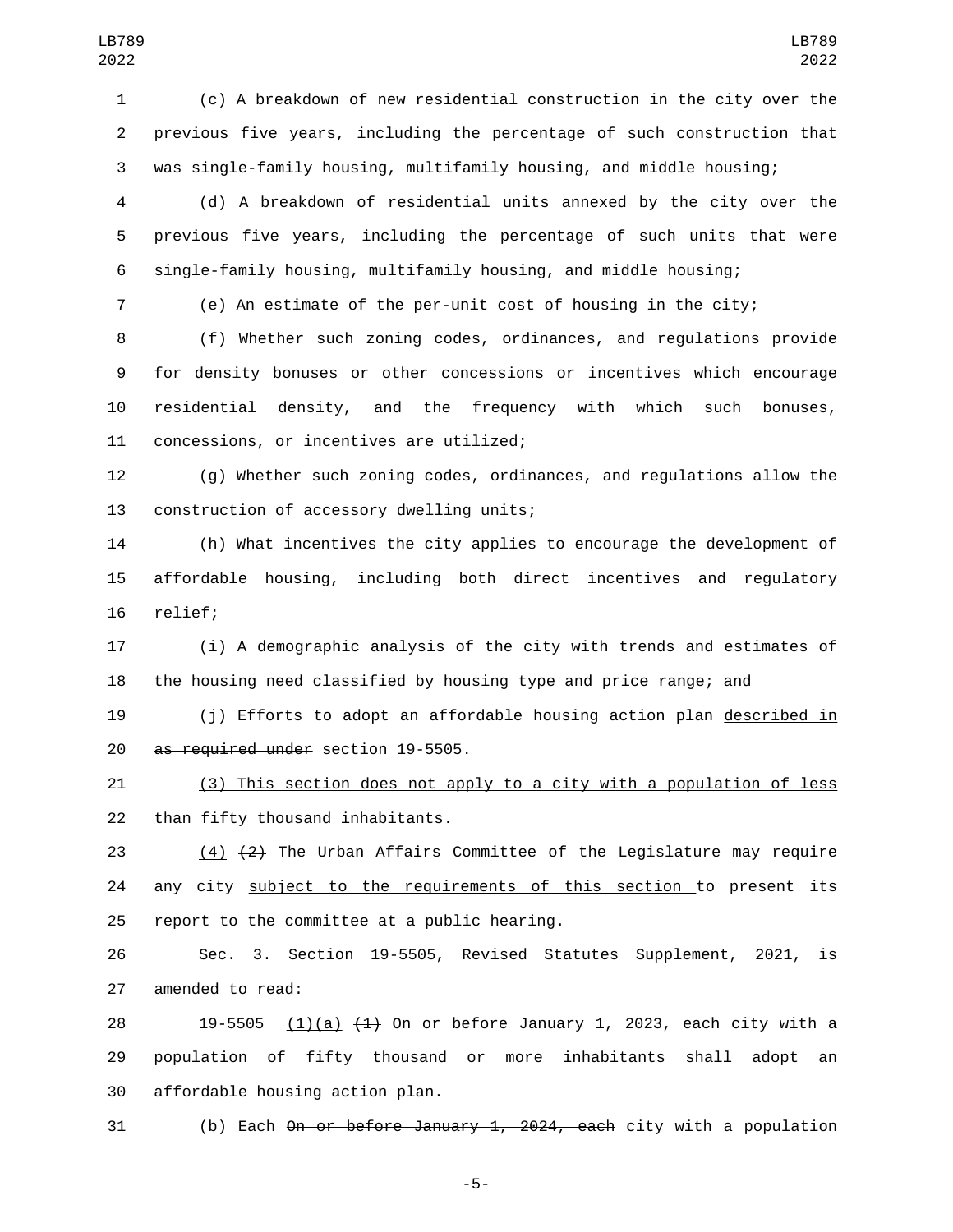(c) A breakdown of new residential construction in the city over the previous five years, including the percentage of such construction that was single-family housing, multifamily housing, and middle housing;

(d) A breakdown of residential units annexed by the city over the previous five years, including the percentage of such units that were single-family housing, multifamily housing, and middle housing;

(e) An estimate of the per-unit cost of housing in the city;

(f) Whether such zoning codes, ordinances, and regulations provide for density bonuses or other concessions or incentives which encourage residential density, and the frequency with which such bonuses, concessions, or incentives are utilized;

(g) Whether such zoning codes, ordinances, and regulations allow the construction of accessory dwelling units;

(h) What incentives the city applies to encourage the development of affordable housing, including both direct incentives and regulatory relief;

(i) A demographic analysis of the city with trends and estimates of the housing need classified by housing type and price range; and

(j) Efforts to adopt an affordable housing action plan described in ~~as required under~~ section 19-5505.

(3) This section does not apply to a city with a population of less than fifty thousand inhabitants.

(4) ~~(2)~~ The Urban Affairs Committee of the Legislature may require any city subject to the requirements of this section to present its report to the committee at a public hearing.

Sec. 3. Section 19-5505, Revised Statutes Supplement, 2021, is amended to read:

19-5505 (1)(a) ~~(1)~~ On or before January 1, 2023, each city with a population of fifty thousand or more inhabitants shall adopt an affordable housing action plan.

(b) Each ~~On or before January 1, 2024, each~~ city with a population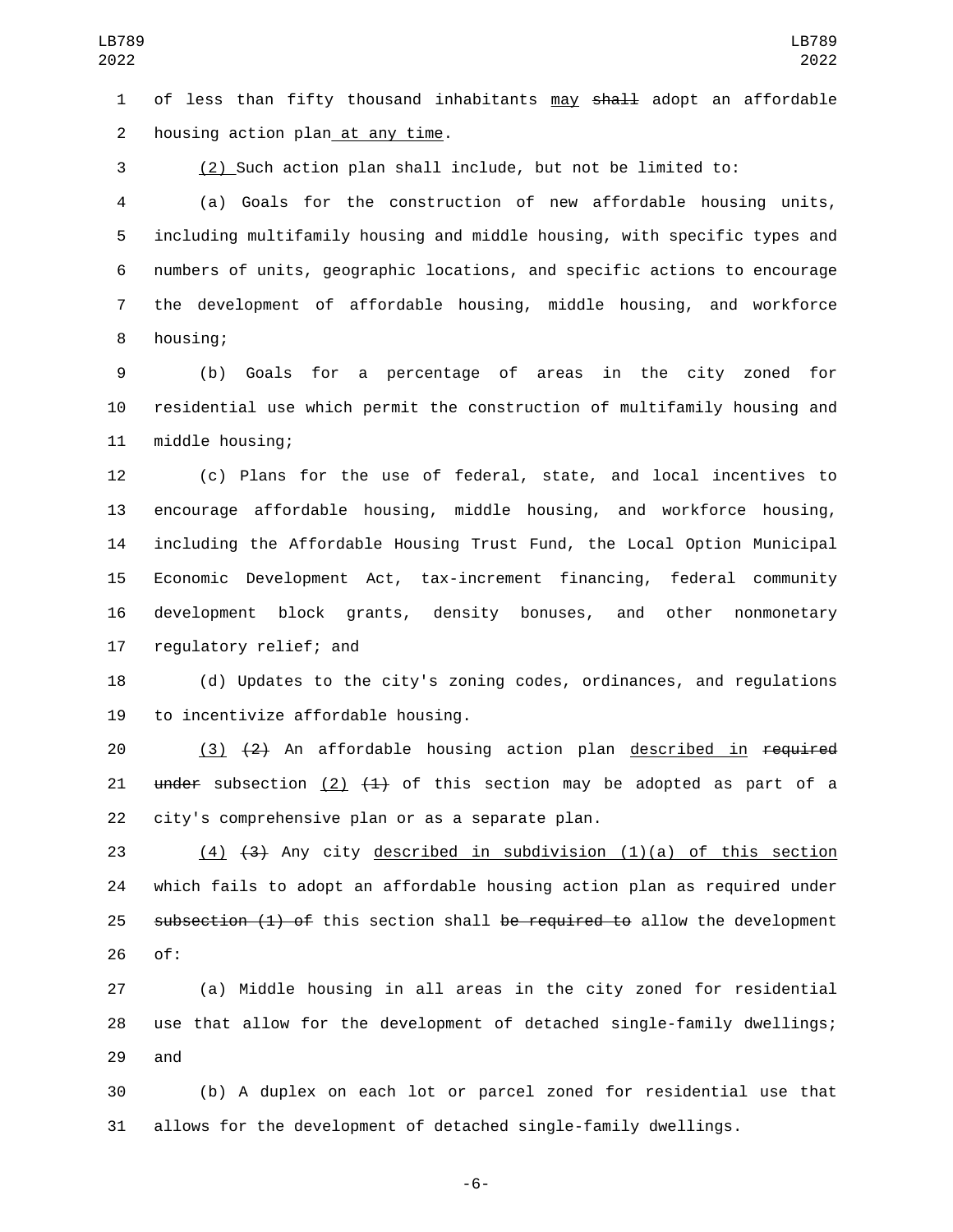of less than fifty thousand inhabitants may ~~shall~~ adopt an affordable housing action plan at any time.

(2) Such action plan shall include, but not be limited to:

(a) Goals for the construction of new affordable housing units, including multifamily housing and middle housing, with specific types and numbers of units, geographic locations, and specific actions to encourage the development of affordable housing, middle housing, and workforce housing;

(b) Goals for a percentage of areas in the city zoned for residential use which permit the construction of multifamily housing and middle housing;

(c) Plans for the use of federal, state, and local incentives to encourage affordable housing, middle housing, and workforce housing, including the Affordable Housing Trust Fund, the Local Option Municipal Economic Development Act, tax-increment financing, federal community development block grants, density bonuses, and other nonmonetary regulatory relief; and

(d) Updates to the city's zoning codes, ordinances, and regulations to incentivize affordable housing.

(3) ~~(2)~~ An affordable housing action plan described in ~~required under~~ subsection (2) ~~(1)~~ of this section may be adopted as part of a city's comprehensive plan or as a separate plan.

(4) ~~(3)~~ Any city described in subdivision (1)(a) of this section which fails to adopt an affordable housing action plan as required under ~~subsection (1) of~~ this section shall ~~be required to~~ allow the development of:

(a) Middle housing in all areas in the city zoned for residential use that allow for the development of detached single-family dwellings; and

(b) A duplex on each lot or parcel zoned for residential use that allows for the development of detached single-family dwellings.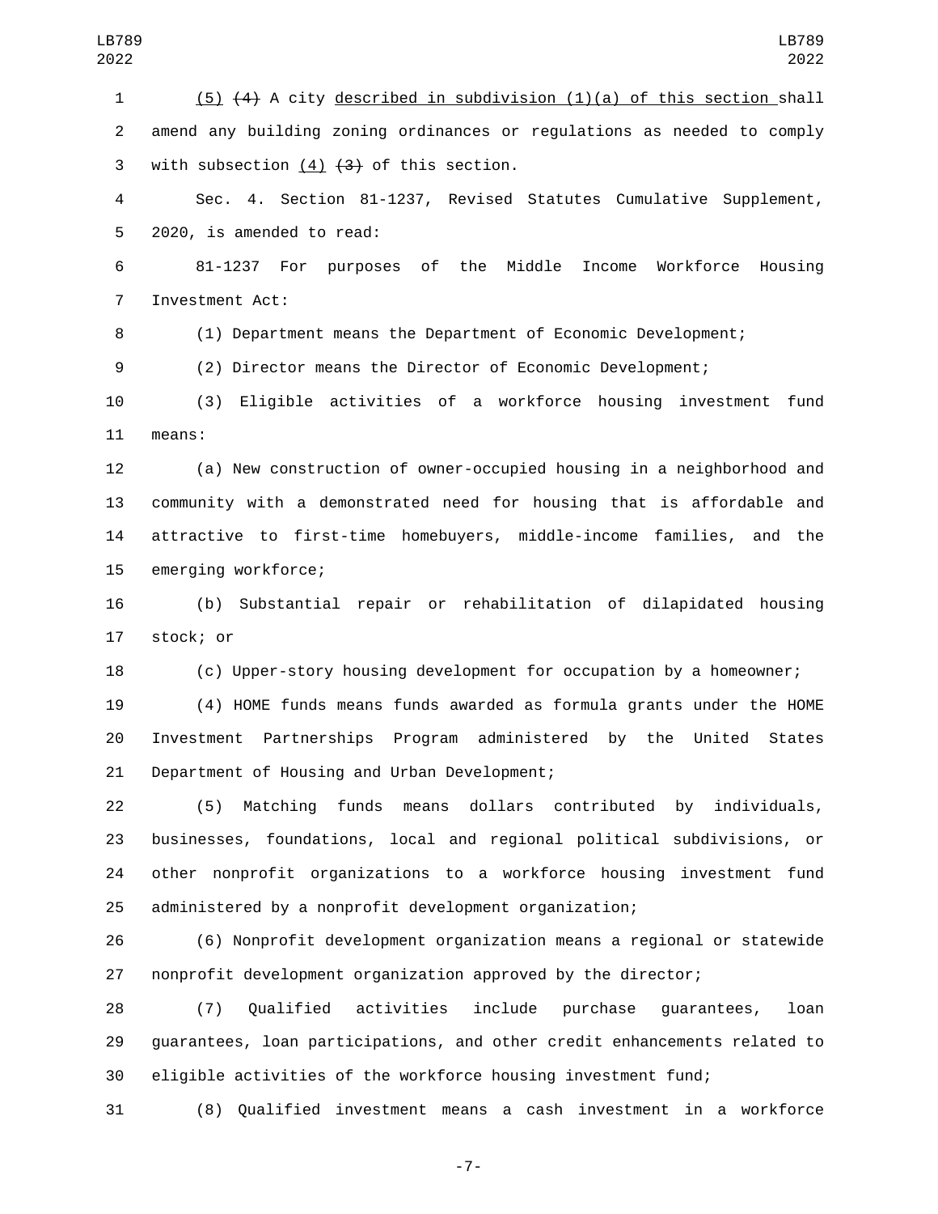(5) ~~(4)~~ A city described in subdivision (1)(a) of this section shall amend any building zoning ordinances or regulations as needed to comply with subsection (4) ~~(3)~~ of this section.

Sec. 4. Section 81-1237, Revised Statutes Cumulative Supplement, 2020, is amended to read:

81-1237 For purposes of the Middle Income Workforce Housing Investment Act:

(1) Department means the Department of Economic Development;

(2) Director means the Director of Economic Development;

(3) Eligible activities of a workforce housing investment fund means:

(a) New construction of owner-occupied housing in a neighborhood and community with a demonstrated need for housing that is affordable and attractive to first-time homebuyers, middle-income families, and the emerging workforce;

(b) Substantial repair or rehabilitation of dilapidated housing stock; or

(c) Upper-story housing development for occupation by a homeowner;

(4) HOME funds means funds awarded as formula grants under the HOME Investment Partnerships Program administered by the United States Department of Housing and Urban Development;

(5) Matching funds means dollars contributed by individuals, businesses, foundations, local and regional political subdivisions, or other nonprofit organizations to a workforce housing investment fund administered by a nonprofit development organization;

(6) Nonprofit development organization means a regional or statewide nonprofit development organization approved by the director;

(7) Qualified activities include purchase guarantees, loan guarantees, loan participations, and other credit enhancements related to eligible activities of the workforce housing investment fund;

(8) Qualified investment means a cash investment in a workforce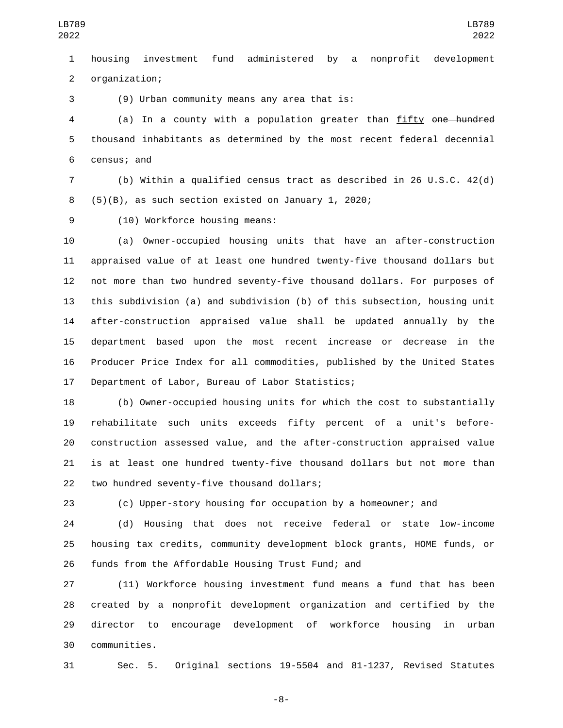housing investment fund administered by a nonprofit development organization;

(9) Urban community means any area that is:

(a) In a county with a population greater than fifty ~~one hundred~~ thousand inhabitants as determined by the most recent federal decennial census; and

(b) Within a qualified census tract as described in 26 U.S.C. 42(d)(5)(B), as such section existed on January 1, 2020;

(10) Workforce housing means:

(a) Owner-occupied housing units that have an after-construction appraised value of at least one hundred twenty-five thousand dollars but not more than two hundred seventy-five thousand dollars. For purposes of this subdivision (a) and subdivision (b) of this subsection, housing unit after-construction appraised value shall be updated annually by the department based upon the most recent increase or decrease in the Producer Price Index for all commodities, published by the United States Department of Labor, Bureau of Labor Statistics;

(b) Owner-occupied housing units for which the cost to substantially rehabilitate such units exceeds fifty percent of a unit's before-construction assessed value, and the after-construction appraised value is at least one hundred twenty-five thousand dollars but not more than two hundred seventy-five thousand dollars;

(c) Upper-story housing for occupation by a homeowner; and

(d) Housing that does not receive federal or state low-income housing tax credits, community development block grants, HOME funds, or funds from the Affordable Housing Trust Fund; and

(11) Workforce housing investment fund means a fund that has been created by a nonprofit development organization and certified by the director to encourage development of workforce housing in urban communities.

Sec. 5. Original sections 19-5504 and 81-1237, Revised Statutes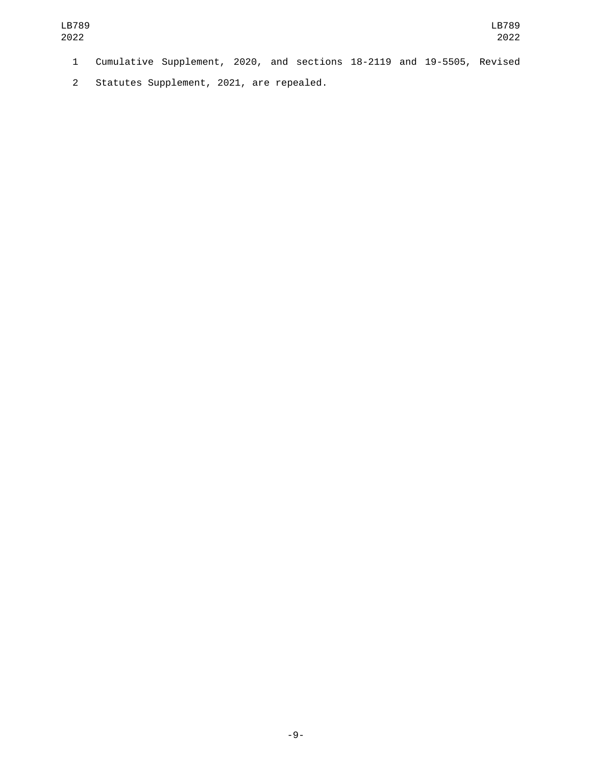Cumulative Supplement, 2020, and sections 18-2119 and 19-5505, Revised Statutes Supplement, 2021, are repealed.